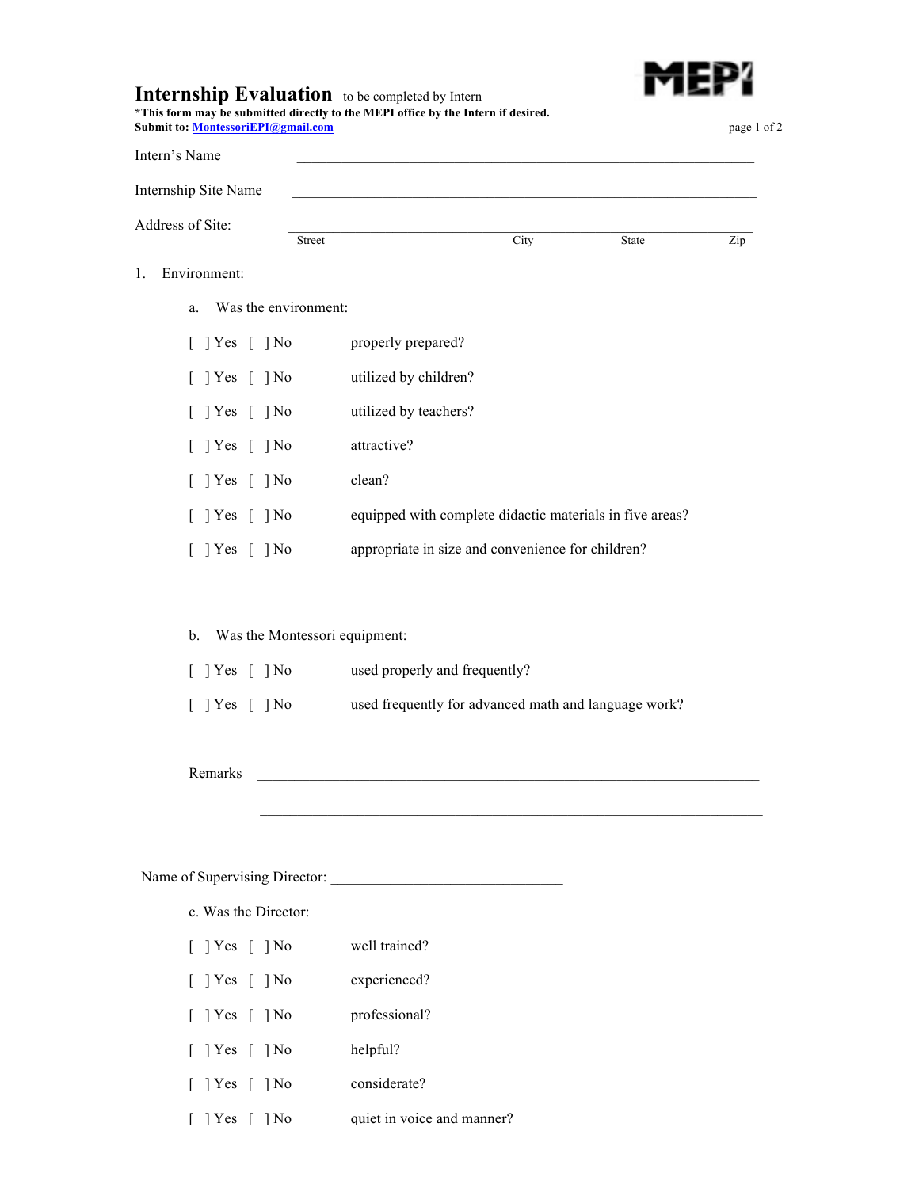# Internship Evaluation

to be completed by Intern

**\*This form may be submitted directly to the MEPI office by the Intern if desired.**

**Submit to: MontessoriEPI@gmail.com**

MEPI

Intern's Name ______________________________

Internship Site Name ______________________________

Address of Site: ______________________________

Street City State Zip

1. Environment:

   a. Was the environment:

   [ ] Yes [ ] No properly prepared?

   [ ] Yes [ ] No utilized by children?

   [ ] Yes [ ] No utilized by teachers?

   [ ] Yes [ ] No attractive?

   [ ] Yes [ ] No clean?

   [ ] Yes [ ] No equipped with complete didactic materials in five areas?

   [ ] Yes [ ] No appropriate in size and convenience for children?

   b. Was the Montessori equipment:

   [ ] Yes [ ] No used properly and frequently?

   [ ] Yes [ ] No used frequently for advanced math and language work?

   Remarks ______________________________

   ______________________________

Name of Supervising Director: ______________________________

   c. Was the Director:

   [ ] Yes [ ] No well trained?

   [ ] Yes [ ] No experienced?

   [ ] Yes [ ] No professional?

   [ ] Yes [ ] No helpful?

   [ ] Yes [ ] No considerate?

   [ ] Yes [ ] No quiet in voice and manner?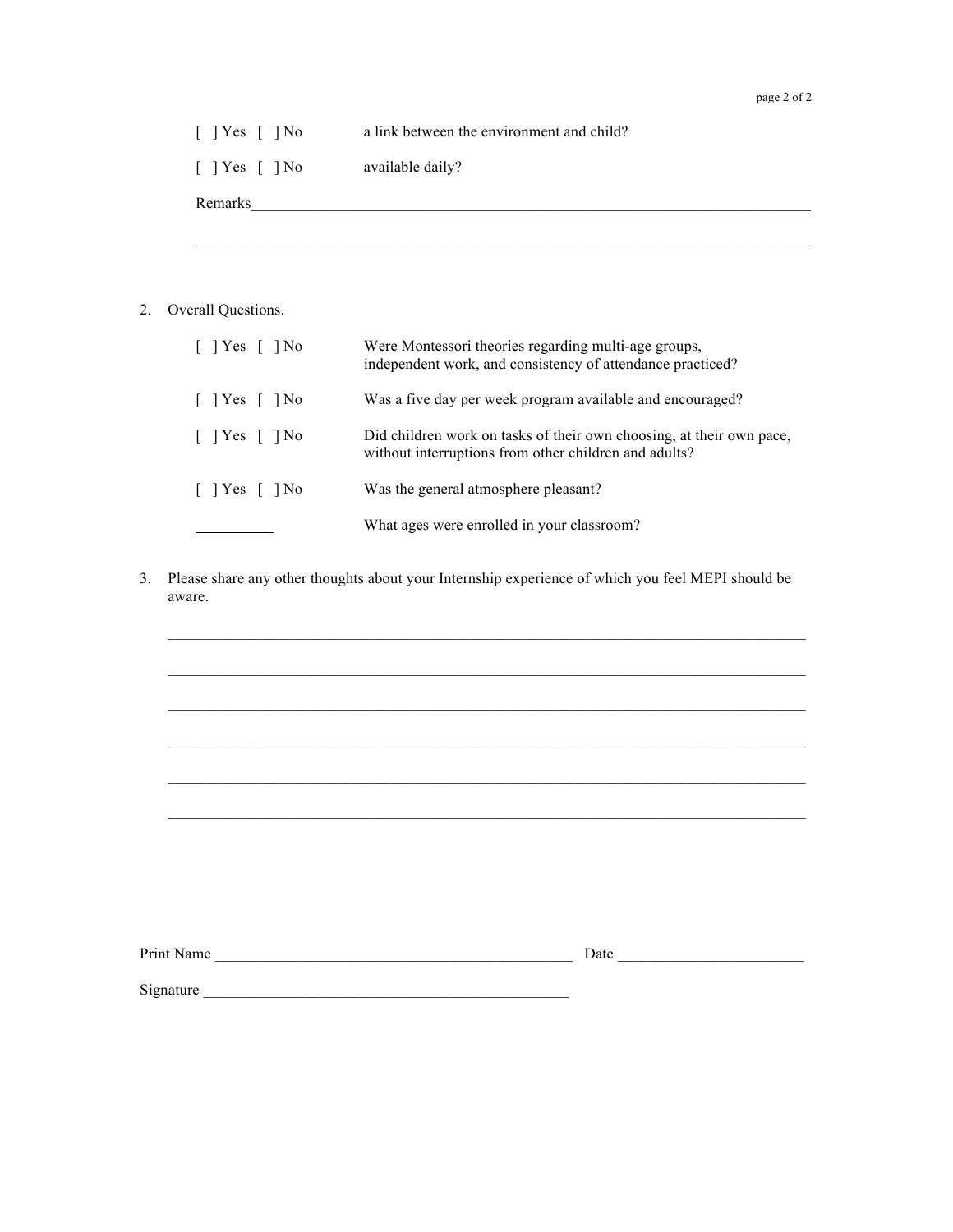[ ] Yes [ ] No a link between the environment and child?

[ ] Yes [ ] No available daily?

Remarks\_\_\_\_\_\_\_\_\_\_\_\_\_\_\_\_\_\_\_\_\_\_\_\_\_\_\_\_\_\_\_\_\_\_\_\_\_\_\_\_\_\_\_\_\_\_\_\_\_\_\_\_\_\_\_\_\_\_\_\_\_\_\_\_\_\_\_\_\_\_

\_\_\_\_\_\_\_\_\_\_\_\_\_\_\_\_\_\_\_\_\_\_\_\_\_\_\_\_\_\_\_\_\_\_\_\_\_\_\_\_\_\_\_\_\_\_\_\_\_\_\_\_\_\_\_\_\_\_\_\_\_\_\_\_\_\_\_\_\_\_\_\_\_\_\_\_

2. Overall Questions.

[ ] Yes [ ] No Were Montessori theories regarding multi-age groups, independent work, and consistency of attendance practiced?

[ ] Yes [ ] No Was a five day per week program available and encouraged?

[ ] Yes [ ] No Did children work on tasks of their own choosing, at their own pace, without interruptions from other children and adults?

[ ] Yes [ ] No Was the general atmosphere pleasant?

\_\_\_\_\_\_\_\_\_\_ What ages were enrolled in your classroom?

3. Please share any other thoughts about your Internship experience of which you feel MEPI should be aware.

\_\_\_\_\_\_\_\_\_\_\_\_\_\_\_\_\_\_\_\_\_\_\_\_\_\_\_\_\_\_\_\_\_\_\_\_\_\_\_\_\_\_\_\_\_\_\_\_\_\_\_\_\_\_\_\_\_\_\_\_\_\_\_\_\_\_\_\_\_\_\_\_\_\_\_\_

\_\_\_\_\_\_\_\_\_\_\_\_\_\_\_\_\_\_\_\_\_\_\_\_\_\_\_\_\_\_\_\_\_\_\_\_\_\_\_\_\_\_\_\_\_\_\_\_\_\_\_\_\_\_\_\_\_\_\_\_\_\_\_\_\_\_\_\_\_\_\_\_\_\_\_\_

\_\_\_\_\_\_\_\_\_\_\_\_\_\_\_\_\_\_\_\_\_\_\_\_\_\_\_\_\_\_\_\_\_\_\_\_\_\_\_\_\_\_\_\_\_\_\_\_\_\_\_\_\_\_\_\_\_\_\_\_\_\_\_\_\_\_\_\_\_\_\_\_\_\_\_\_

\_\_\_\_\_\_\_\_\_\_\_\_\_\_\_\_\_\_\_\_\_\_\_\_\_\_\_\_\_\_\_\_\_\_\_\_\_\_\_\_\_\_\_\_\_\_\_\_\_\_\_\_\_\_\_\_\_\_\_\_\_\_\_\_\_\_\_\_\_\_\_\_\_\_\_\_

\_\_\_\_\_\_\_\_\_\_\_\_\_\_\_\_\_\_\_\_\_\_\_\_\_\_\_\_\_\_\_\_\_\_\_\_\_\_\_\_\_\_\_\_\_\_\_\_\_\_\_\_\_\_\_\_\_\_\_\_\_\_\_\_\_\_\_\_\_\_\_\_\_\_\_\_

\_\_\_\_\_\_\_\_\_\_\_\_\_\_\_\_\_\_\_\_\_\_\_\_\_\_\_\_\_\_\_\_\_\_\_\_\_\_\_\_\_\_\_\_\_\_\_\_\_\_\_\_\_\_\_\_\_\_\_\_\_\_\_\_\_\_\_\_\_\_\_\_\_\_\_\_

Print Name \_\_\_\_\_\_\_\_\_\_\_\_\_\_\_\_\_\_\_\_\_\_\_\_\_\_\_\_\_\_\_\_\_\_\_\_\_\_\_\_\_\_\_\_ Date \_\_\_\_\_\_\_\_\_\_\_\_\_\_\_\_\_\_\_\_\_\_\_\_

Signature \_\_\_\_\_\_\_\_\_\_\_\_\_\_\_\_\_\_\_\_\_\_\_\_\_\_\_\_\_\_\_\_\_\_\_\_\_\_\_\_\_\_\_\_\_\_\_\_